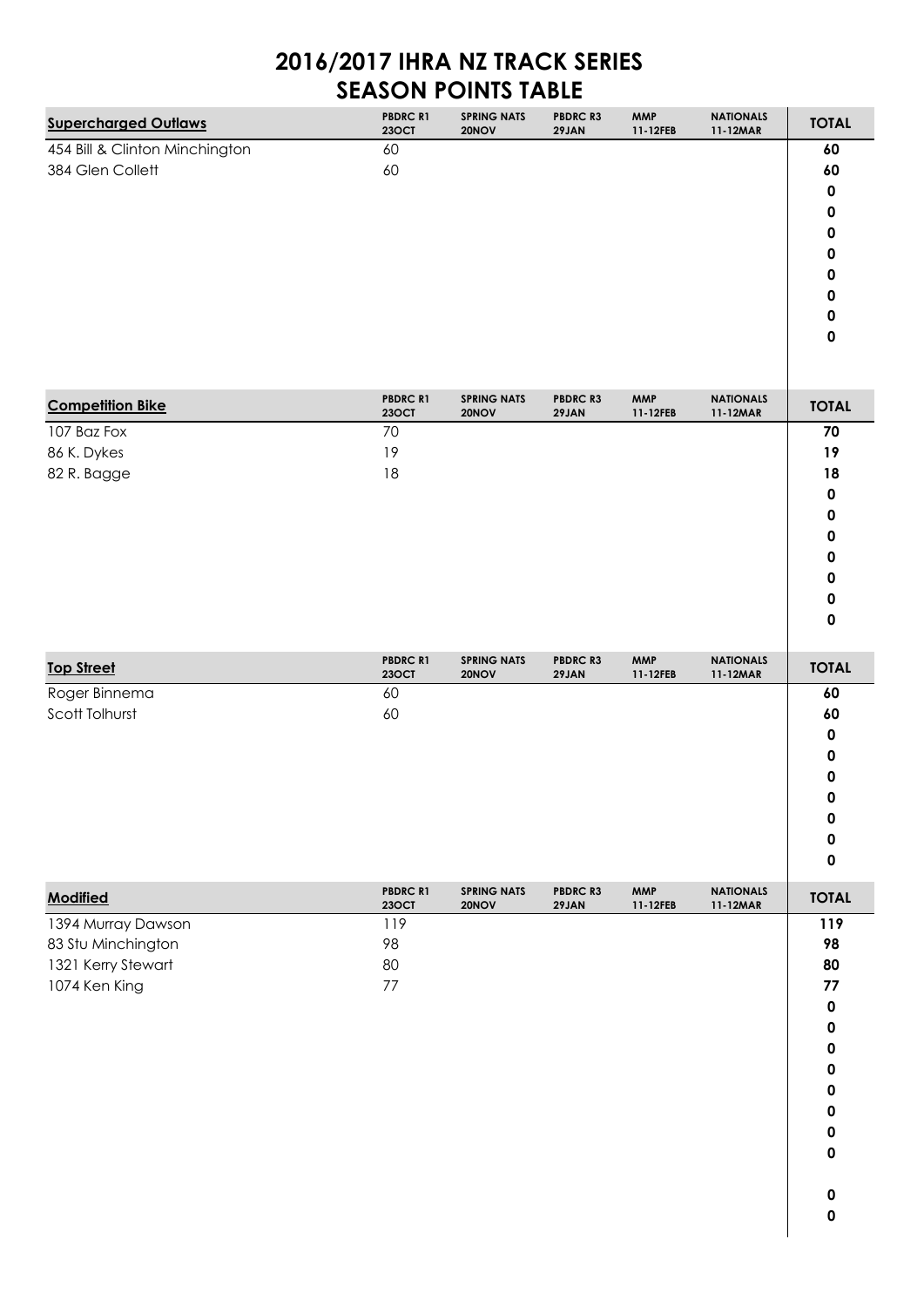# 2016/2017 IHRA NZ TRACK SERIES
# SEASON POINTS TABLE

| Supercharged Outlaws | PBDRC R1 23OCT | SPRING NATS 20NOV | PBDRC R3 29JAN | MMP 11-12FEB | NATIONALS 11-12MAR | TOTAL |
|---|---|---|---|---|---|---|
| 454 Bill & Clinton Minchington | 60 | | | | | **60** |
| 384 Glen Collett | 60 | | | | | **60** |
| | | | | | | **0** |
| | | | | | | **0** |
| | | | | | | **0** |
| | | | | | | **0** |
| | | | | | | **0** |
| | | | | | | **0** |
| | | | | | | **0** |
| | | | | | | **0** |

| Competition Bike | PBDRC R1 23OCT | SPRING NATS 20NOV | PBDRC R3 29JAN | MMP 11-12FEB | NATIONALS 11-12MAR | TOTAL |
|---|---|---|---|---|---|---|
| 107 Baz Fox | 70 | | | | | **70** |
| 86 K. Dykes | 19 | | | | | **19** |
| 82 R. Bagge | 18 | | | | | **18** |
| | | | | | | **0** |
| | | | | | | **0** |
| | | | | | | **0** |
| | | | | | | **0** |
| | | | | | | **0** |
| | | | | | | **0** |
| | | | | | | **0** |

| Top Street | PBDRC R1 23OCT | SPRING NATS 20NOV | PBDRC R3 29JAN | MMP 11-12FEB | NATIONALS 11-12MAR | TOTAL |
|---|---|---|---|---|---|---|
| Roger Binnema | 60 | | | | | **60** |
| Scott Tolhurst | 60 | | | | | **60** |
| | | | | | | **0** |
| | | | | | | **0** |
| | | | | | | **0** |
| | | | | | | **0** |
| | | | | | | **0** |
| | | | | | | **0** |
| | | | | | | **0** |

| Modified | PBDRC R1 23OCT | SPRING NATS 20NOV | PBDRC R3 29JAN | MMP 11-12FEB | NATIONALS 11-12MAR | TOTAL |
|---|---|---|---|---|---|---|
| 1394 Murray Dawson | 119 | | | | | **119** |
| 83 Stu Minchington | 98 | | | | | **98** |
| 1321 Kerry Stewart | 80 | | | | | **80** |
| 1074 Ken King | 77 | | | | | **77** |
| | | | | | | **0** |
| | | | | | | **0** |
| | | | | | | **0** |
| | | | | | | **0** |
| | | | | | | **0** |
| | | | | | | **0** |
| | | | | | | **0** |
| | | | | | | **0** |
| | | | | | | |
| | | | | | | **0** |
| | | | | | | **0** |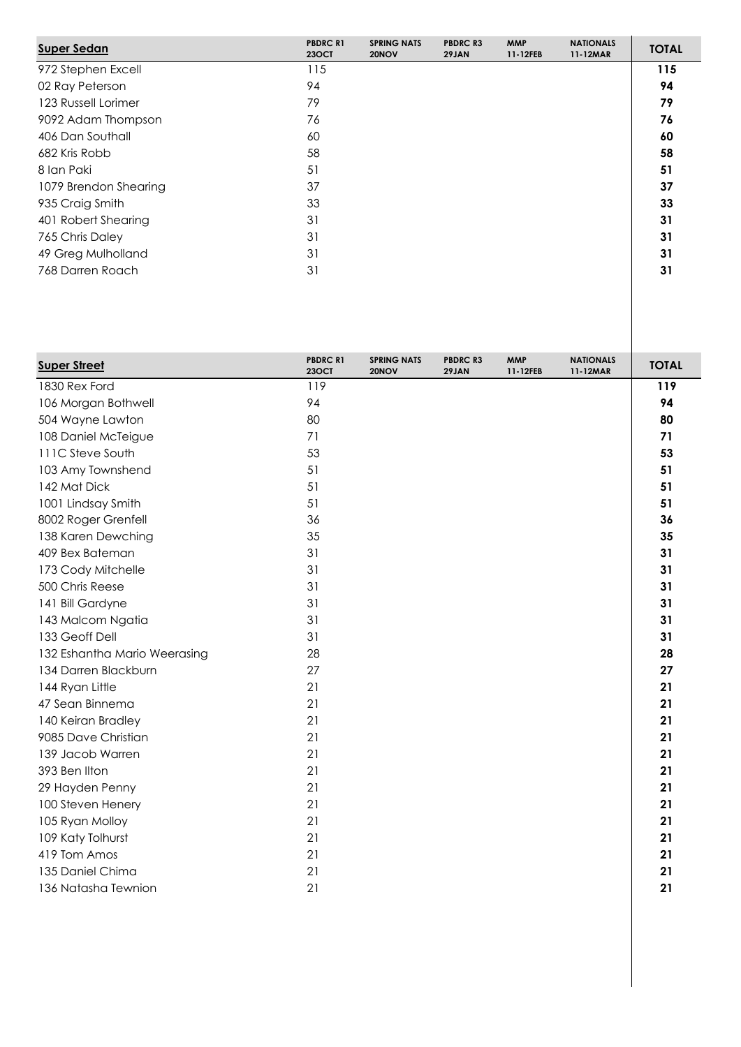| Super Sedan | PBDRC R1 23OCT | SPRING NATS 20NOV | PBDRC R3 29JAN | MMP 11-12FEB | NATIONALS 11-12MAR | TOTAL |
|---|---|---|---|---|---|---|
| 972 Stephen Excell | 115 | | | | | **115** |
| 02 Ray Peterson | 94 | | | | | **94** |
| 123 Russell Lorimer | 79 | | | | | **79** |
| 9092 Adam Thompson | 76 | | | | | **76** |
| 406 Dan Southall | 60 | | | | | **60** |
| 682 Kris Robb | 58 | | | | | **58** |
| 8 Ian Paki | 51 | | | | | **51** |
| 1079 Brendon Shearing | 37 | | | | | **37** |
| 935 Craig Smith | 33 | | | | | **33** |
| 401 Robert Shearing | 31 | | | | | **31** |
| 765 Chris Daley | 31 | | | | | **31** |
| 49 Greg Mulholland | 31 | | | | | **31** |
| 768 Darren Roach | 31 | | | | | **31** |

| Super Street | PBDRC R1 23OCT | SPRING NATS 20NOV | PBDRC R3 29JAN | MMP 11-12FEB | NATIONALS 11-12MAR | TOTAL |
|---|---|---|---|---|---|---|
| 1830 Rex Ford | 119 | | | | | **119** |
| 106 Morgan Bothwell | 94 | | | | | **94** |
| 504 Wayne Lawton | 80 | | | | | **80** |
| 108 Daniel McTeigue | 71 | | | | | **71** |
| 111C Steve South | 53 | | | | | **53** |
| 103 Amy Townshend | 51 | | | | | **51** |
| 142 Mat Dick | 51 | | | | | **51** |
| 1001 Lindsay Smith | 51 | | | | | **51** |
| 8002 Roger Grenfell | 36 | | | | | **36** |
| 138 Karen Dewching | 35 | | | | | **35** |
| 409 Bex Bateman | 31 | | | | | **31** |
| 173 Cody Mitchelle | 31 | | | | | **31** |
| 500 Chris Reese | 31 | | | | | **31** |
| 141 Bill Gardyne | 31 | | | | | **31** |
| 143 Malcom Ngatia | 31 | | | | | **31** |
| 133 Geoff Dell | 31 | | | | | **31** |
| 132 Eshantha Mario Weerasing | 28 | | | | | **28** |
| 134 Darren Blackburn | 27 | | | | | **27** |
| 144 Ryan Little | 21 | | | | | **21** |
| 47 Sean Binnema | 21 | | | | | **21** |
| 140 Keiran Bradley | 21 | | | | | **21** |
| 9085 Dave Christian | 21 | | | | | **21** |
| 139 Jacob Warren | 21 | | | | | **21** |
| 393 Ben Ilton | 21 | | | | | **21** |
| 29 Hayden Penny | 21 | | | | | **21** |
| 100 Steven Henery | 21 | | | | | **21** |
| 105 Ryan Molloy | 21 | | | | | **21** |
| 109 Katy Tolhurst | 21 | | | | | **21** |
| 419 Tom Amos | 21 | | | | | **21** |
| 135 Daniel Chima | 21 | | | | | **21** |
| 136 Natasha Tewnion | 21 | | | | | **21** |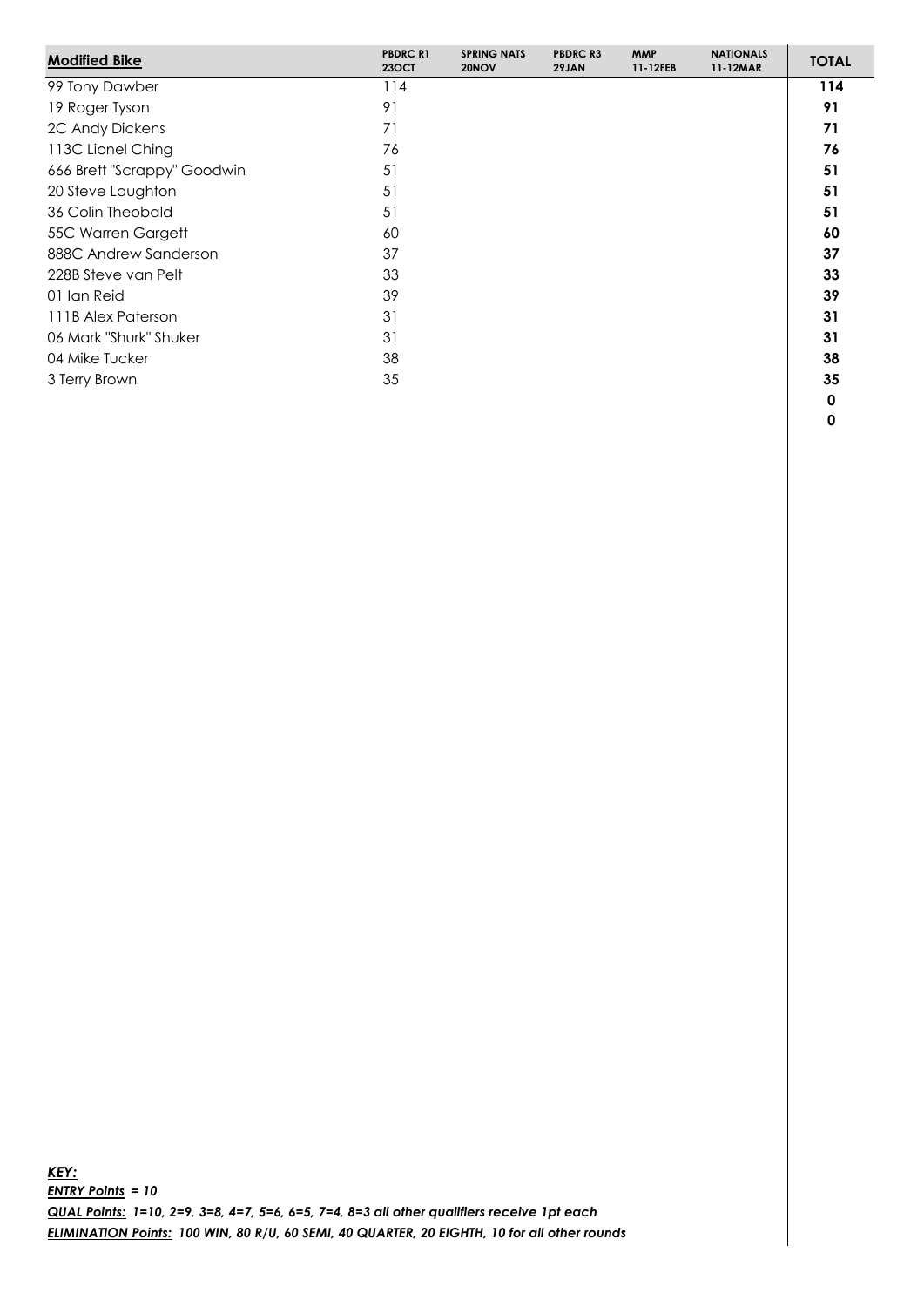| Modified Bike | PBDRC R1 23OCT | SPRING NATS 20NOV | PBDRC R3 29JAN | MMP 11-12FEB | NATIONALS 11-12MAR | TOTAL |
|---|---|---|---|---|---|---|
| 99 Tony Dawber | 114 | | | | | **114** |
| 19 Roger Tyson | 91 | | | | | **91** |
| 2C Andy Dickens | 71 | | | | | **71** |
| 113C Lionel Ching | 76 | | | | | **76** |
| 666 Brett "Scrappy" Goodwin | 51 | | | | | **51** |
| 20 Steve Laughton | 51 | | | | | **51** |
| 36 Colin Theobald | 51 | | | | | **51** |
| 55C Warren Gargett | 60 | | | | | **60** |
| 888C Andrew Sanderson | 37 | | | | | **37** |
| 228B Steve van Pelt | 33 | | | | | **33** |
| 01 Ian Reid | 39 | | | | | **39** |
| 111B Alex Paterson | 31 | | | | | **31** |
| 06 Mark "Shurk" Shuker | 31 | | | | | **31** |
| 04 Mike Tucker | 38 | | | | | **38** |
| 3 Terry Brown | 35 | | | | | **35** |
| | | | | | | **0** |
| | | | | | | **0** |

***KEY:***

***ENTRY Points = 10***

***QUAL Points: 1=10, 2=9, 3=8, 4=7, 5=6, 6=5, 7=4, 8=3 all other qualifiers receive 1pt each***

***ELIMINATION Points: 100 WIN, 80 R/U, 60 SEMI, 40 QUARTER, 20 EIGHTH, 10 for all other rounds***